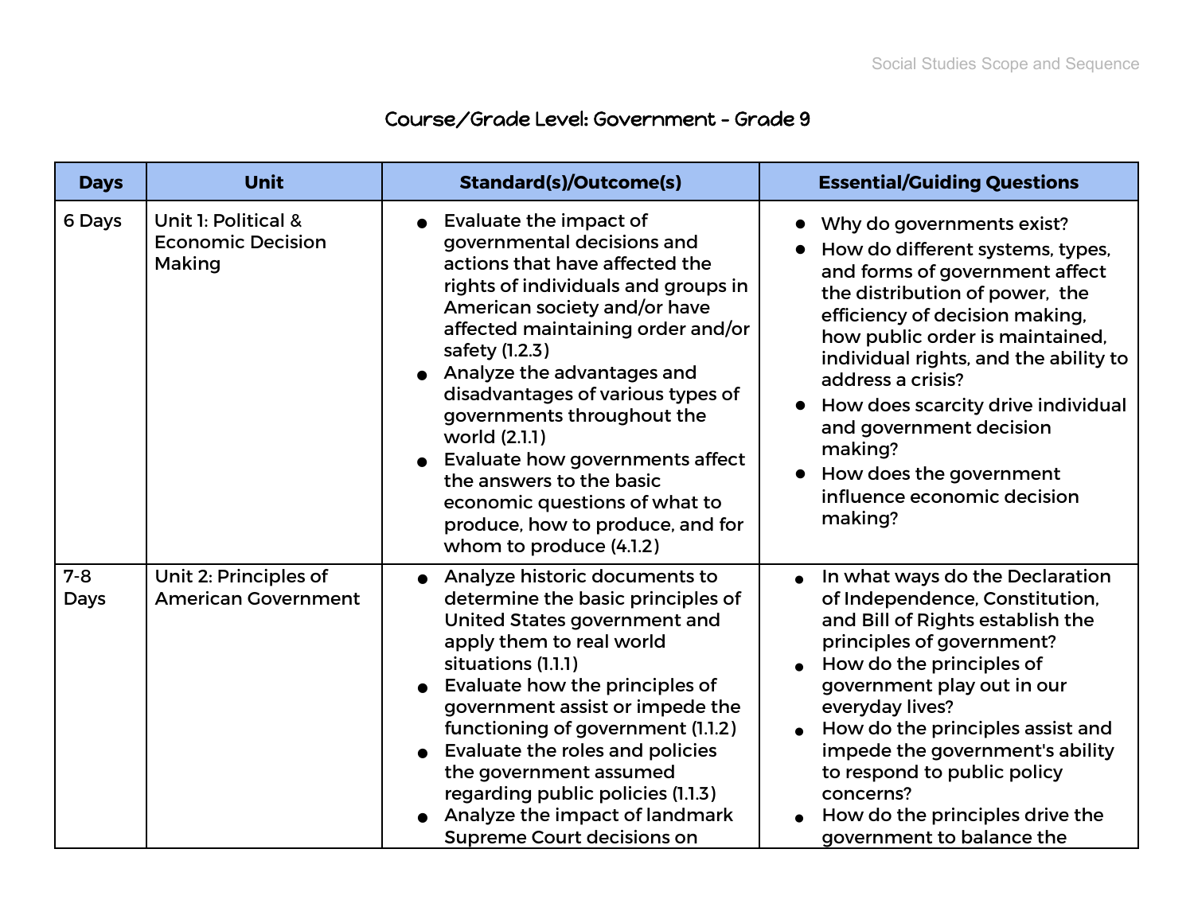# Course/Grade Level: Government - Grade 9

| Days | Unit | Standard(s)/Outcome(s) | Essential/Guiding Questions |
|---|---|---|---|
| 6 Days | Unit 1: Political & Economic Decision Making | • Evaluate the impact of governmental decisions and actions that have affected the rights of individuals and groups in American society and/or have affected maintaining order and/or safety (1.2.3)<br>• Analyze the advantages and disadvantages of various types of governments throughout the world (2.1.1)<br>• Evaluate how governments affect the answers to the basic economic questions of what to produce, how to produce, and for whom to produce (4.1.2) | • Why do governments exist?<br>• How do different systems, types, and forms of government affect the distribution of power, the efficiency of decision making, how public order is maintained, individual rights, and the ability to address a crisis?<br>• How does scarcity drive individual and government decision making?<br>• How does the government influence economic decision making? |
| 7-8 Days | Unit 2: Principles of American Government | • Analyze historic documents to determine the basic principles of United States government and apply them to real world situations (1.1.1)<br>• Evaluate how the principles of government assist or impede the functioning of government (1.1.2)<br>• Evaluate the roles and policies the government assumed regarding public policies (1.1.3)<br>• Analyze the impact of landmark Supreme Court decisions on | • In what ways do the Declaration of Independence, Constitution, and Bill of Rights establish the principles of government?<br>• How do the principles of government play out in our everyday lives?<br>• How do the principles assist and impede the government's ability to respond to public policy concerns?<br>• How do the principles drive the government to balance the |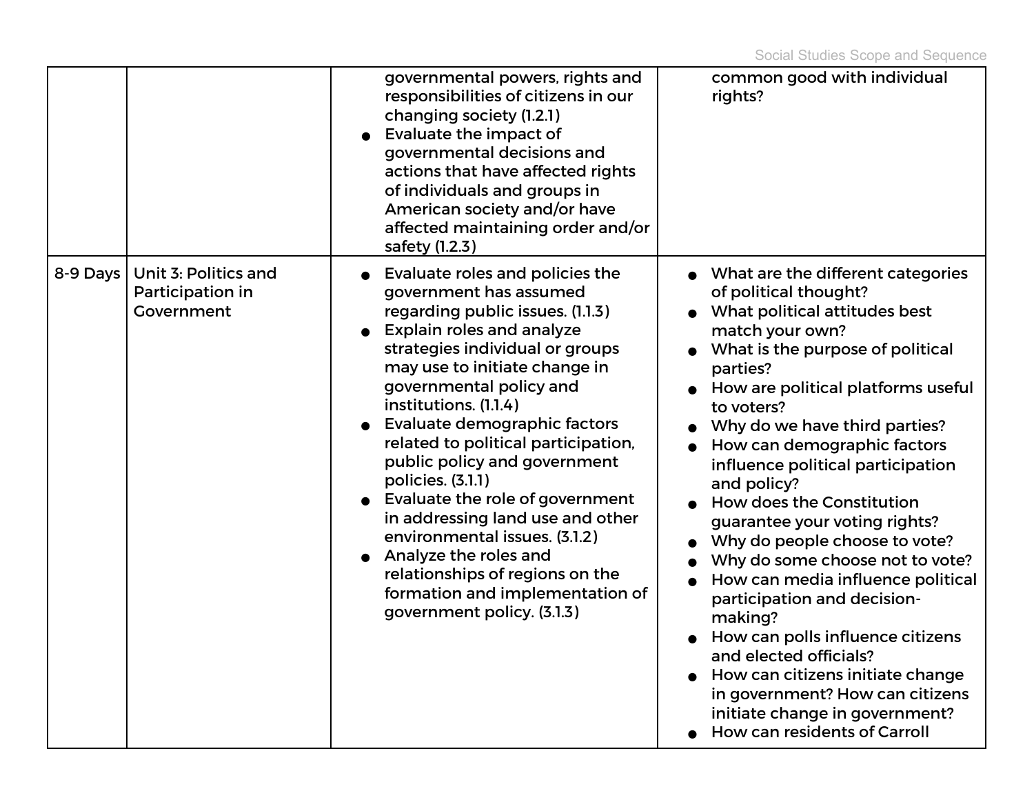| | | | |
|---|---|---|---|
| | | governmental powers, rights and responsibilities of citizens in our changing society (1.2.1)<br>● Evaluate the impact of governmental decisions and actions that have affected rights of individuals and groups in American society and/or have affected maintaining order and/or safety (1.2.3) | common good with individual rights? |
| 8-9 Days | Unit 3: Politics and Participation in Government | ● Evaluate roles and policies the government has assumed regarding public issues. (1.1.3)<br>● Explain roles and analyze strategies individual or groups may use to initiate change in governmental policy and institutions. (1.1.4)<br>● Evaluate demographic factors related to political participation, public policy and government policies. (3.1.1)<br>● Evaluate the role of government in addressing land use and other environmental issues. (3.1.2)<br>● Analyze the roles and relationships of regions on the formation and implementation of government policy. (3.1.3) | ● What are the different categories of political thought?<br>● What political attitudes best match your own?<br>● What is the purpose of political parties?<br>● How are political platforms useful to voters?<br>● Why do we have third parties?<br>● How can demographic factors influence political participation and policy?<br>● How does the Constitution guarantee your voting rights?<br>● Why do people choose to vote?<br>● Why do some choose not to vote?<br>● How can media influence political participation and decision-making?<br>● How can polls influence citizens and elected officials?<br>● How can citizens initiate change in government? How can citizens initiate change in government?<br>● How can residents of Carroll |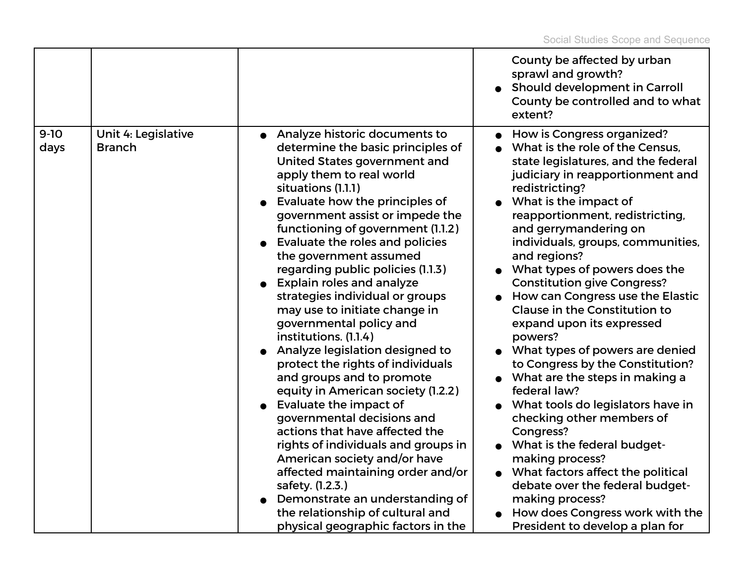| | | | |
|---|---|---|---|
| | | | County be affected by urban sprawl and growth?<br>● Should development in Carroll County be controlled and to what extent? |
| 9-10 days | Unit 4: Legislative Branch | ● Analyze historic documents to determine the basic principles of United States government and apply them to real world situations (1.1.1)<br>● Evaluate how the principles of government assist or impede the functioning of government (1.1.2)<br>● Evaluate the roles and policies the government assumed regarding public policies (1.1.3)<br>● Explain roles and analyze strategies individual or groups may use to initiate change in governmental policy and institutions. (1.1.4)<br>● Analyze legislation designed to protect the rights of individuals and groups and to promote equity in American society (1.2.2)<br>● Evaluate the impact of governmental decisions and actions that have affected the rights of individuals and groups in American society and/or have affected maintaining order and/or safety. (1.2.3.)<br>● Demonstrate an understanding of the relationship of cultural and physical geographic factors in the | ● How is Congress organized?<br>● What is the role of the Census, state legislatures, and the federal judiciary in reapportionment and redistricting?<br>● What is the impact of reapportionment, redistricting, and gerrymandering on individuals, groups, communities, and regions?<br>● What types of powers does the Constitution give Congress?<br>● How can Congress use the Elastic Clause in the Constitution to expand upon its expressed powers?<br>● What types of powers are denied to Congress by the Constitution?<br>● What are the steps in making a federal law?<br>● What tools do legislators have in checking other members of Congress?<br>● What is the federal budget-making process?<br>● What factors affect the political debate over the federal budget-making process?<br>● How does Congress work with the President to develop a plan for |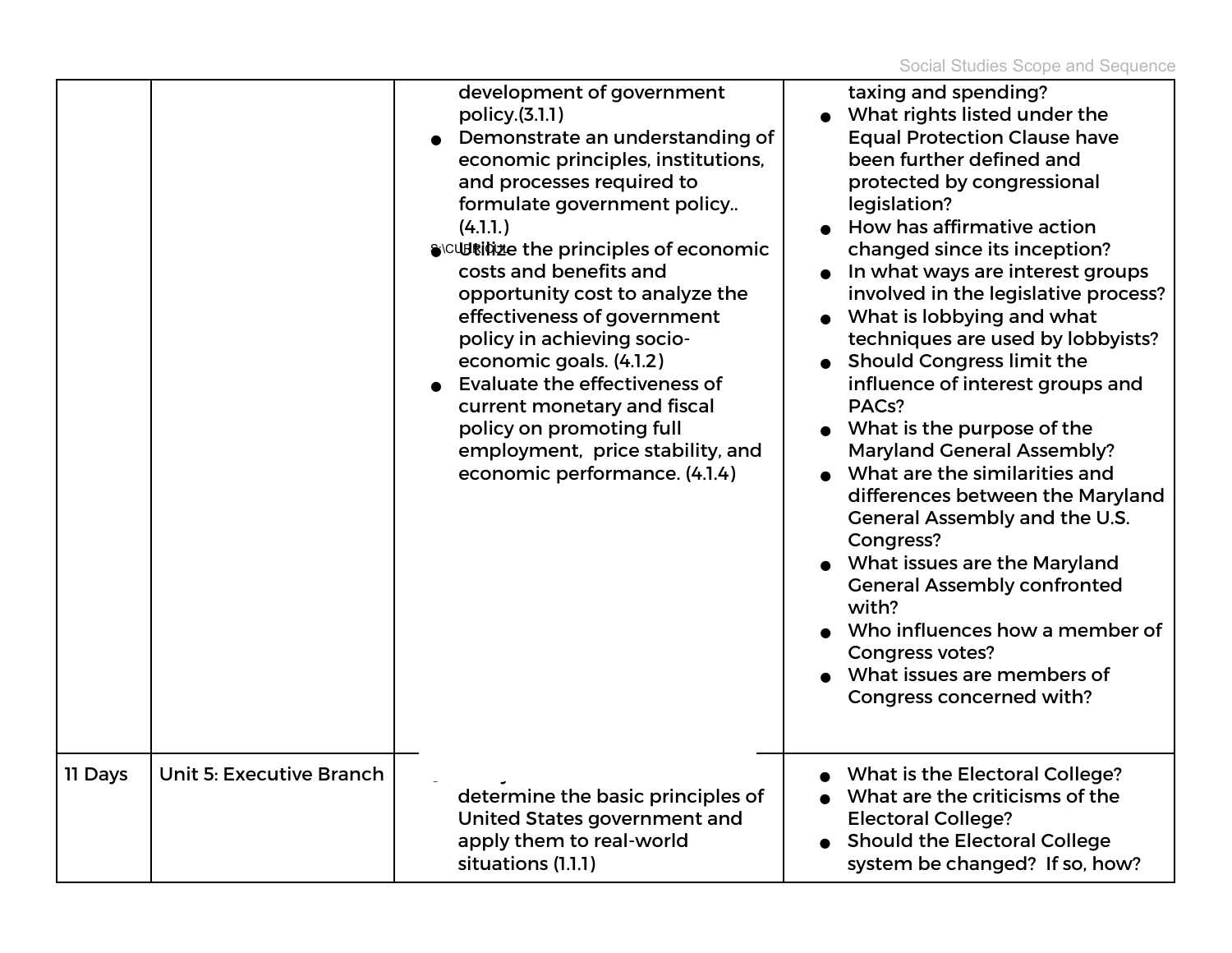| | | | |
|---|---|---|---|
| | | development of government policy.(3.1.1)<br>● Demonstrate an understanding of economic principles, institutions, and processes required to formulate government policy.. (4.1.1.)<br>● Utilize the principles of economic costs and benefits and opportunity cost to analyze the effectiveness of government policy in achieving socio-economic goals. (4.1.2)<br>● Evaluate the effectiveness of current monetary and fiscal policy on promoting full employment, price stability, and economic performance. (4.1.4) | taxing and spending?<br>● What rights listed under the Equal Protection Clause have been further defined and protected by congressional legislation?<br>● How has affirmative action changed since its inception?<br>● In what ways are interest groups involved in the legislative process?<br>● What is lobbying and what techniques are used by lobbyists?<br>● Should Congress limit the influence of interest groups and PACs?<br>● What is the purpose of the Maryland General Assembly?<br>● What are the similarities and differences between the Maryland General Assembly and the U.S. Congress?<br>● What issues are the Maryland General Assembly confronted with?<br>● Who influences how a member of Congress votes?<br>● What issues are members of Congress concerned with? |
| 11 Days | Unit 5: Executive Branch | determine the basic principles of United States government and apply them to real-world situations (1.1.1) | ● What is the Electoral College?<br>● What are the criticisms of the Electoral College?<br>● Should the Electoral College system be changed? If so, how? |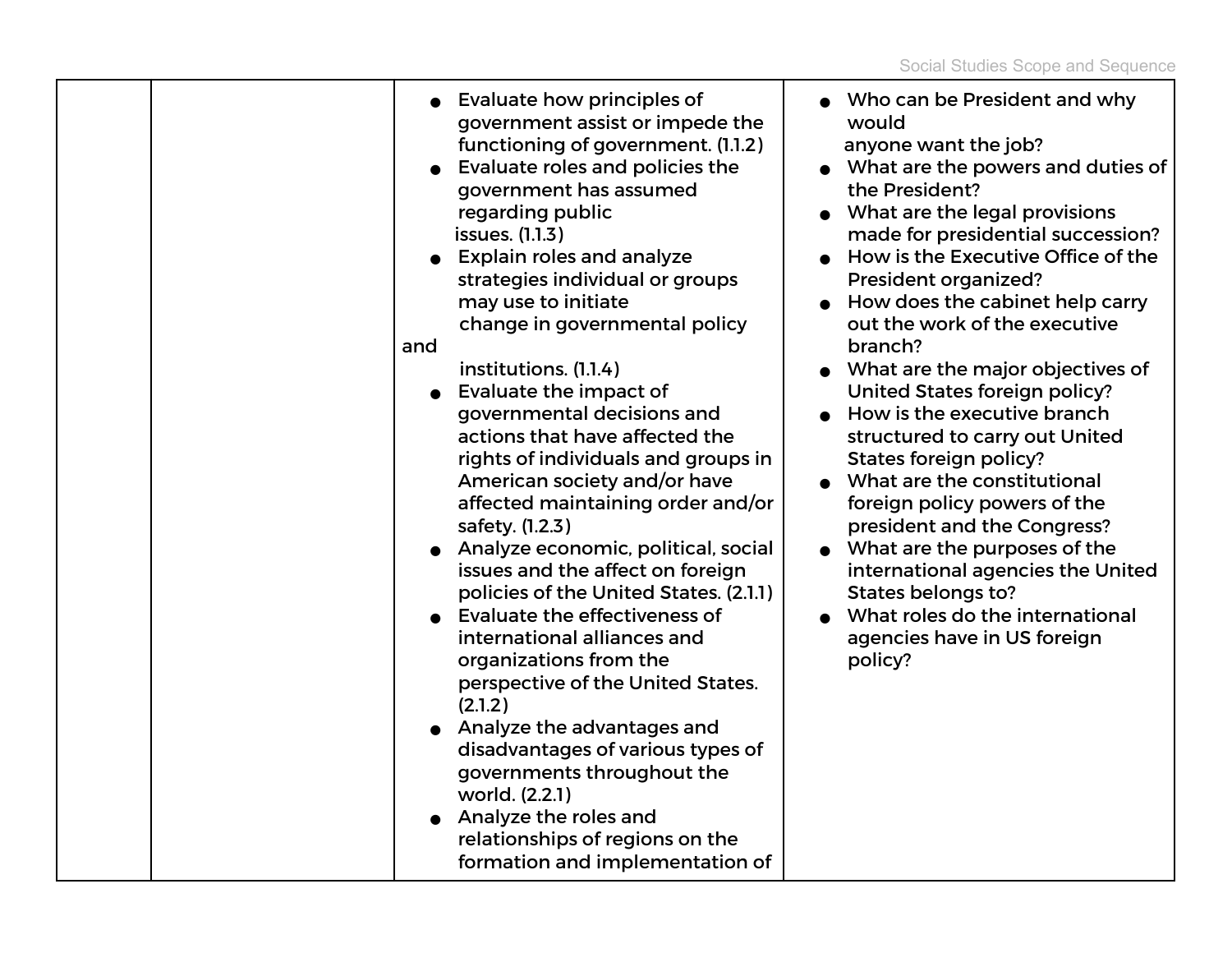| | | | |
|---|---|---|---|
| | | <ul><li>Evaluate how principles of government assist or impede the functioning of government. (1.1.2)</li><li>Evaluate roles and policies the government has assumed regarding public issues. (1.1.3)</li><li>Explain roles and analyze strategies individual or groups may use to initiate change in governmental policy and institutions. (1.1.4)</li><li>Evaluate the impact of governmental decisions and actions that have affected the rights of individuals and groups in American society and/or have affected maintaining order and/or safety. (1.2.3)</li><li>Analyze economic, political, social issues and the affect on foreign policies of the United States. (2.1.1)</li><li>Evaluate the effectiveness of international alliances and organizations from the perspective of the United States. (2.1.2)</li><li>Analyze the advantages and disadvantages of various types of governments throughout the world. (2.2.1)</li><li>Analyze the roles and relationships of regions on the formation and implementation of</li></ul> | <ul><li>Who can be President and why would anyone want the job?</li><li>What are the powers and duties of the President?</li><li>What are the legal provisions made for presidential succession?</li><li>How is the Executive Office of the President organized?</li><li>How does the cabinet help carry out the work of the executive branch?</li><li>What are the major objectives of United States foreign policy?</li><li>How is the executive branch structured to carry out United States foreign policy?</li><li>What are the constitutional foreign policy powers of the president and the Congress?</li><li>What are the purposes of the international agencies the United States belongs to?</li><li>What roles do the international agencies have in US foreign policy?</li></ul> |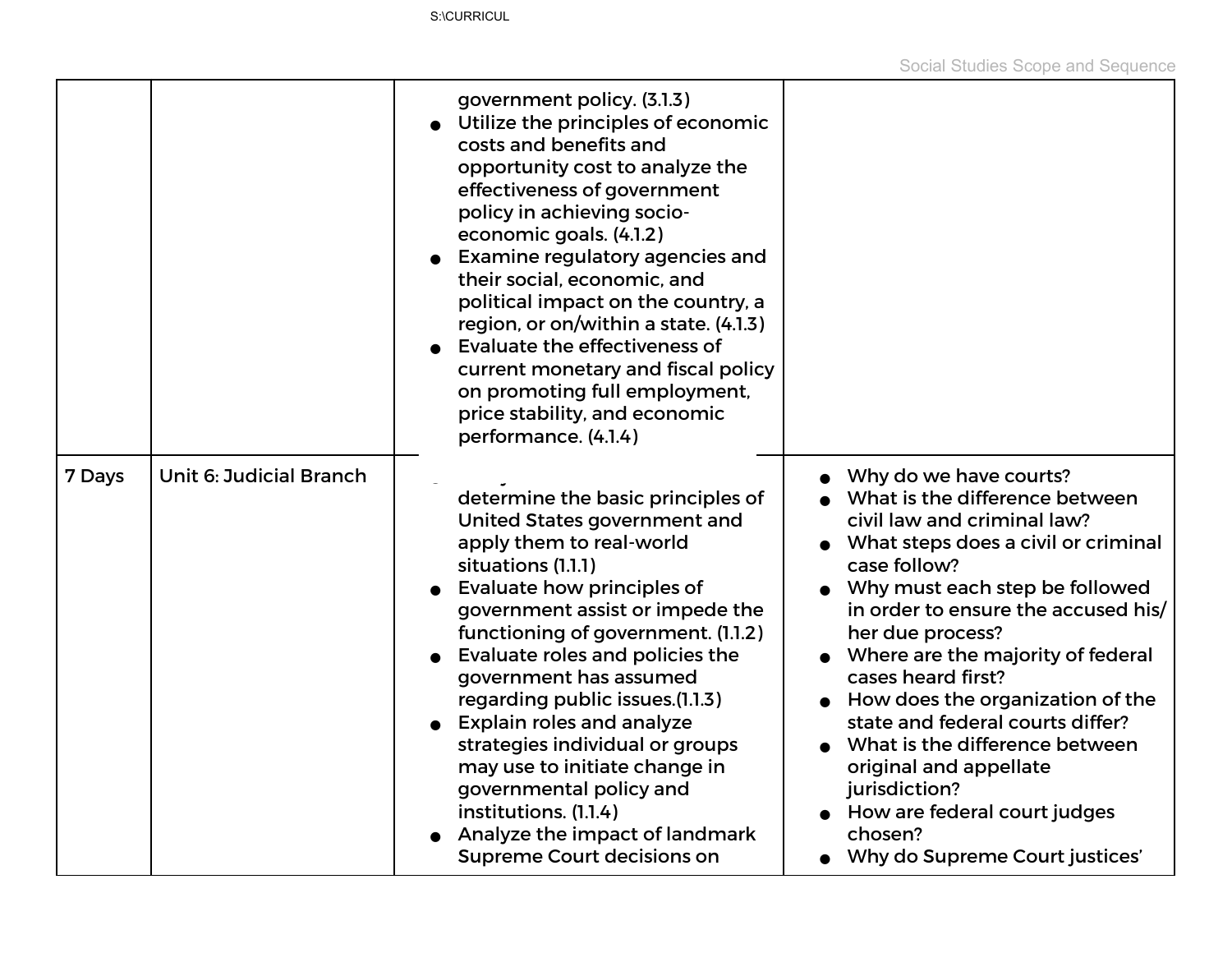| | | | |
|---|---|---|---|
| | | government policy. (3.1.3)<br>● Utilize the principles of economic costs and benefits and opportunity cost to analyze the effectiveness of government policy in achieving socio-economic goals. (4.1.2)<br>● Examine regulatory agencies and their social, economic, and political impact on the country, a region, or on/within a state. (4.1.3)<br>● Evaluate the effectiveness of current monetary and fiscal policy on promoting full employment, price stability, and economic performance. (4.1.4) | |
| 7 Days | Unit 6: Judicial Branch | determine the basic principles of United States government and apply them to real-world situations (1.1.1)<br>● Evaluate how principles of government assist or impede the functioning of government. (1.1.2)<br>● Evaluate roles and policies the government has assumed regarding public issues.(1.1.3)<br>● Explain roles and analyze strategies individual or groups may use to initiate change in governmental policy and institutions. (1.1.4)<br>● Analyze the impact of landmark Supreme Court decisions on | ● Why do we have courts?<br>● What is the difference between civil law and criminal law?<br>● What steps does a civil or criminal case follow?<br>● Why must each step be followed in order to ensure the accused his/her due process?<br>● Where are the majority of federal cases heard first?<br>● How does the organization of the state and federal courts differ?<br>● What is the difference between original and appellate jurisdiction?<br>● How are federal court judges chosen?<br>● Why do Supreme Court justices' |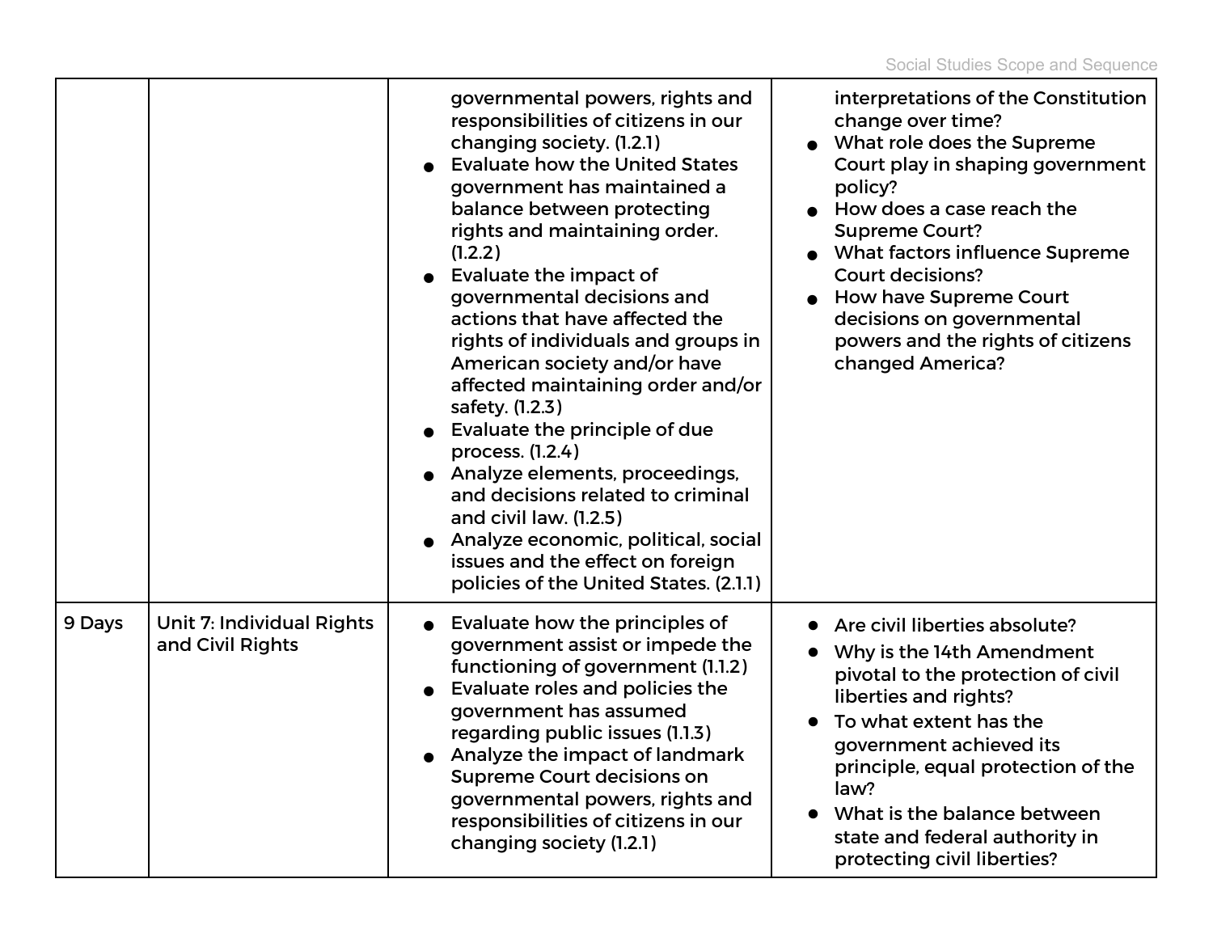| | | | |
|---|---|---|---|
| | | governmental powers, rights and responsibilities of citizens in our changing society. (1.2.1)<br>● Evaluate how the United States government has maintained a balance between protecting rights and maintaining order. (1.2.2)<br>● Evaluate the impact of governmental decisions and actions that have affected the rights of individuals and groups in American society and/or have affected maintaining order and/or safety. (1.2.3)<br>● Evaluate the principle of due process. (1.2.4)<br>● Analyze elements, proceedings, and decisions related to criminal and civil law. (1.2.5)<br>● Analyze economic, political, social issues and the effect on foreign policies of the United States. (2.1.1) | interpretations of the Constitution change over time?<br>● What role does the Supreme Court play in shaping government policy?<br>● How does a case reach the Supreme Court?<br>● What factors influence Supreme Court decisions?<br>● How have Supreme Court decisions on governmental powers and the rights of citizens changed America? |
| 9 Days | Unit 7: Individual Rights and Civil Rights | ● Evaluate how the principles of government assist or impede the functioning of government (1.1.2)<br>● Evaluate roles and policies the government has assumed regarding public issues (1.1.3)<br>● Analyze the impact of landmark Supreme Court decisions on governmental powers, rights and responsibilities of citizens in our changing society (1.2.1) | ● Are civil liberties absolute?<br>● Why is the 14th Amendment pivotal to the protection of civil liberties and rights?<br>● To what extent has the government achieved its principle, equal protection of the law?<br>● What is the balance between state and federal authority in protecting civil liberties? |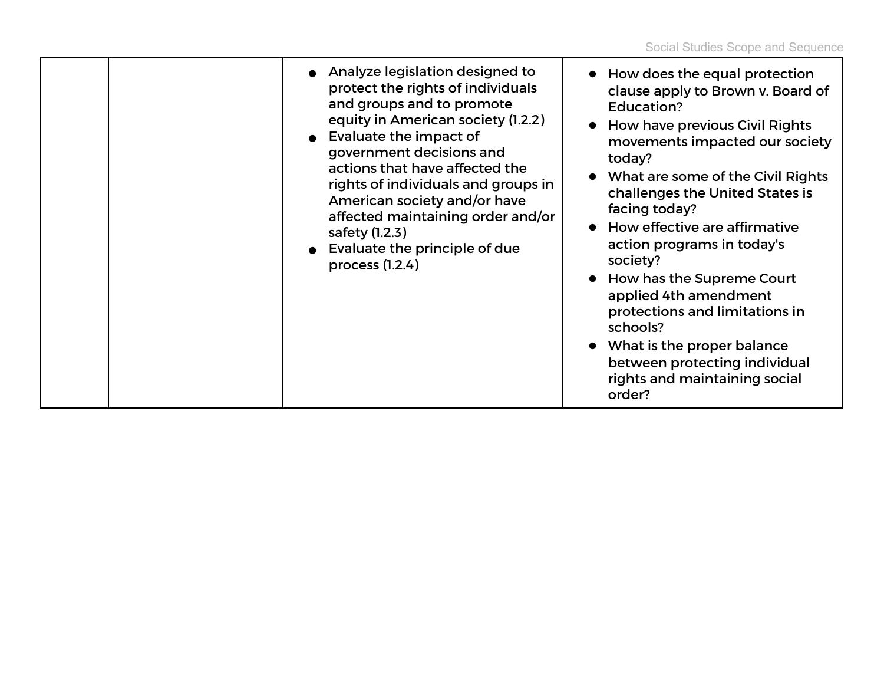| | | | |
|---|---|---|---|
| | | <ul><li>Analyze legislation designed to protect the rights of individuals and groups and to promote equity in American society (1.2.2)</li><li>Evaluate the impact of government decisions and actions that have affected the rights of individuals and groups in American society and/or have affected maintaining order and/or safety (1.2.3)</li><li>Evaluate the principle of due process (1.2.4)</li></ul> | <ul><li>How does the equal protection clause apply to Brown v. Board of Education?</li><li>How have previous Civil Rights movements impacted our society today?</li><li>What are some of the Civil Rights challenges the United States is facing today?</li><li>How effective are affirmative action programs in today's society?</li><li>How has the Supreme Court applied 4th amendment protections and limitations in schools?</li><li>What is the proper balance between protecting individual rights and maintaining social order?</li></ul> |